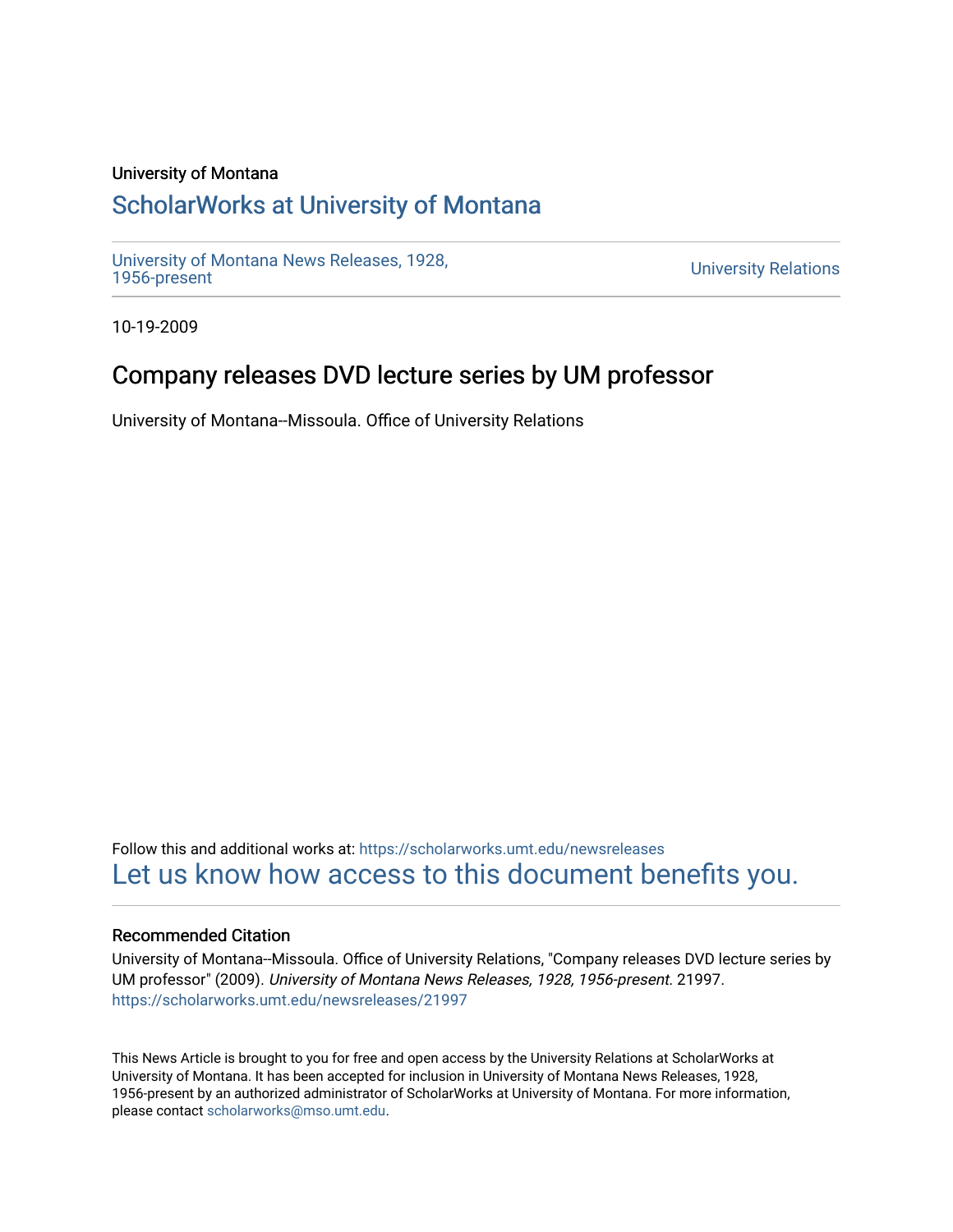University of Montana

# ScholarWorks at University of Montana

University of Montana News Releases, 1928, 1956-present

University Relations

10-19-2009

## Company releases DVD lecture series by UM professor

University of Montana--Missoula. Office of University Relations

Follow this and additional works at: https://scholarworks.umt.edu/newsreleases

Let us know how access to this document benefits you.

### Recommended Citation

University of Montana--Missoula. Office of University Relations, "Company releases DVD lecture series by UM professor" (2009). *University of Montana News Releases, 1928, 1956-present*. 21997.
https://scholarworks.umt.edu/newsreleases/21997

This News Article is brought to you for free and open access by the University Relations at ScholarWorks at University of Montana. It has been accepted for inclusion in University of Montana News Releases, 1928, 1956-present by an authorized administrator of ScholarWorks at University of Montana. For more information, please contact scholarworks@mso.umt.edu.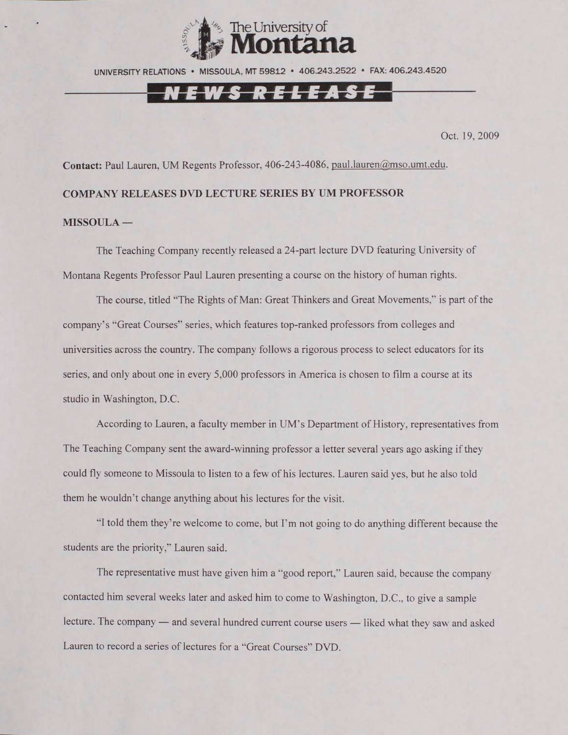The University of Montana

UNIVERSITY RELATIONS • MISSOULA, MT 59812 • 406.243.2522 • FAX: 406.243.4520

**NEWS RELEASE**

Oct. 19, 2009

**Contact:** Paul Lauren, UM Regents Professor, 406-243-4086, paul.lauren@mso.umt.edu.

**COMPANY RELEASES DVD LECTURE SERIES BY UM PROFESSOR**

**MISSOULA —**

The Teaching Company recently released a 24-part lecture DVD featuring University of Montana Regents Professor Paul Lauren presenting a course on the history of human rights.

The course, titled "The Rights of Man: Great Thinkers and Great Movements," is part of the company's "Great Courses" series, which features top-ranked professors from colleges and universities across the country. The company follows a rigorous process to select educators for its series, and only about one in every 5,000 professors in America is chosen to film a course at its studio in Washington, D.C.

According to Lauren, a faculty member in UM's Department of History, representatives from The Teaching Company sent the award-winning professor a letter several years ago asking if they could fly someone to Missoula to listen to a few of his lectures. Lauren said yes, but he also told them he wouldn't change anything about his lectures for the visit.

"I told them they're welcome to come, but I'm not going to do anything different because the students are the priority," Lauren said.

The representative must have given him a "good report," Lauren said, because the company contacted him several weeks later and asked him to come to Washington, D.C., to give a sample lecture. The company — and several hundred current course users — liked what they saw and asked Lauren to record a series of lectures for a "Great Courses" DVD.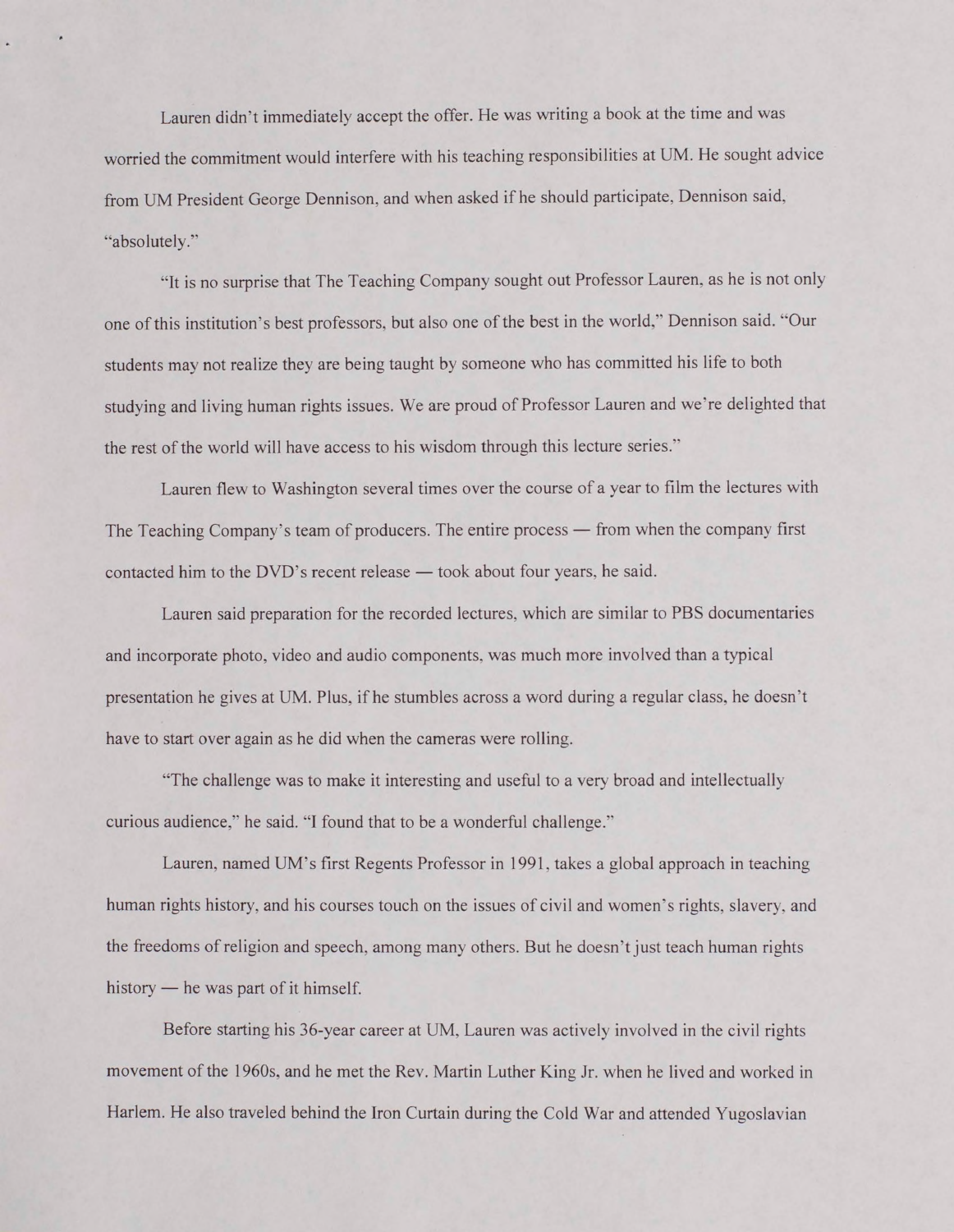Lauren didn't immediately accept the offer. He was writing a book at the time and was worried the commitment would interfere with his teaching responsibilities at UM. He sought advice from UM President George Dennison, and when asked if he should participate, Dennison said, "absolutely."

"It is no surprise that The Teaching Company sought out Professor Lauren, as he is not only one of this institution's best professors, but also one of the best in the world," Dennison said. "Our students may not realize they are being taught by someone who has committed his life to both studying and living human rights issues. We are proud of Professor Lauren and we're delighted that the rest of the world will have access to his wisdom through this lecture series."

Lauren flew to Washington several times over the course of a year to film the lectures with The Teaching Company's team of producers. The entire process — from when the company first contacted him to the DVD's recent release — took about four years, he said.

Lauren said preparation for the recorded lectures, which are similar to PBS documentaries and incorporate photo, video and audio components, was much more involved than a typical presentation he gives at UM. Plus, if he stumbles across a word during a regular class, he doesn't have to start over again as he did when the cameras were rolling.

"The challenge was to make it interesting and useful to a very broad and intellectually curious audience," he said. "I found that to be a wonderful challenge."

Lauren, named UM's first Regents Professor in 1991, takes a global approach in teaching human rights history, and his courses touch on the issues of civil and women's rights, slavery, and the freedoms of religion and speech, among many others. But he doesn't just teach human rights history — he was part of it himself.

Before starting his 36-year career at UM, Lauren was actively involved in the civil rights movement of the 1960s, and he met the Rev. Martin Luther King Jr. when he lived and worked in Harlem. He also traveled behind the Iron Curtain during the Cold War and attended Yugoslavian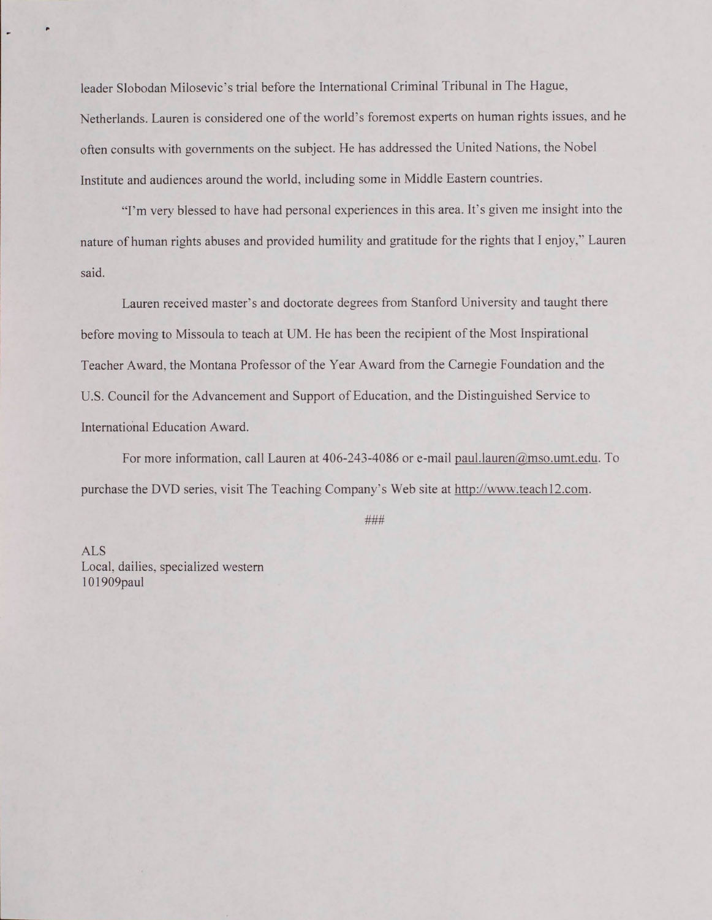leader Slobodan Milosevic's trial before the International Criminal Tribunal in The Hague, Netherlands. Lauren is considered one of the world's foremost experts on human rights issues, and he often consults with governments on the subject. He has addressed the United Nations, the Nobel Institute and audiences around the world, including some in Middle Eastern countries.

"I'm very blessed to have had personal experiences in this area. It's given me insight into the nature of human rights abuses and provided humility and gratitude for the rights that I enjoy," Lauren said.

Lauren received master's and doctorate degrees from Stanford University and taught there before moving to Missoula to teach at UM. He has been the recipient of the Most Inspirational Teacher Award, the Montana Professor of the Year Award from the Carnegie Foundation and the U.S. Council for the Advancement and Support of Education, and the Distinguished Service to International Education Award.

For more information, call Lauren at 406-243-4086 or e-mail paul.lauren@mso.umt.edu. To purchase the DVD series, visit The Teaching Company's Web site at http://www.teach12.com.

###

ALS
Local, dailies, specialized western
101909paul